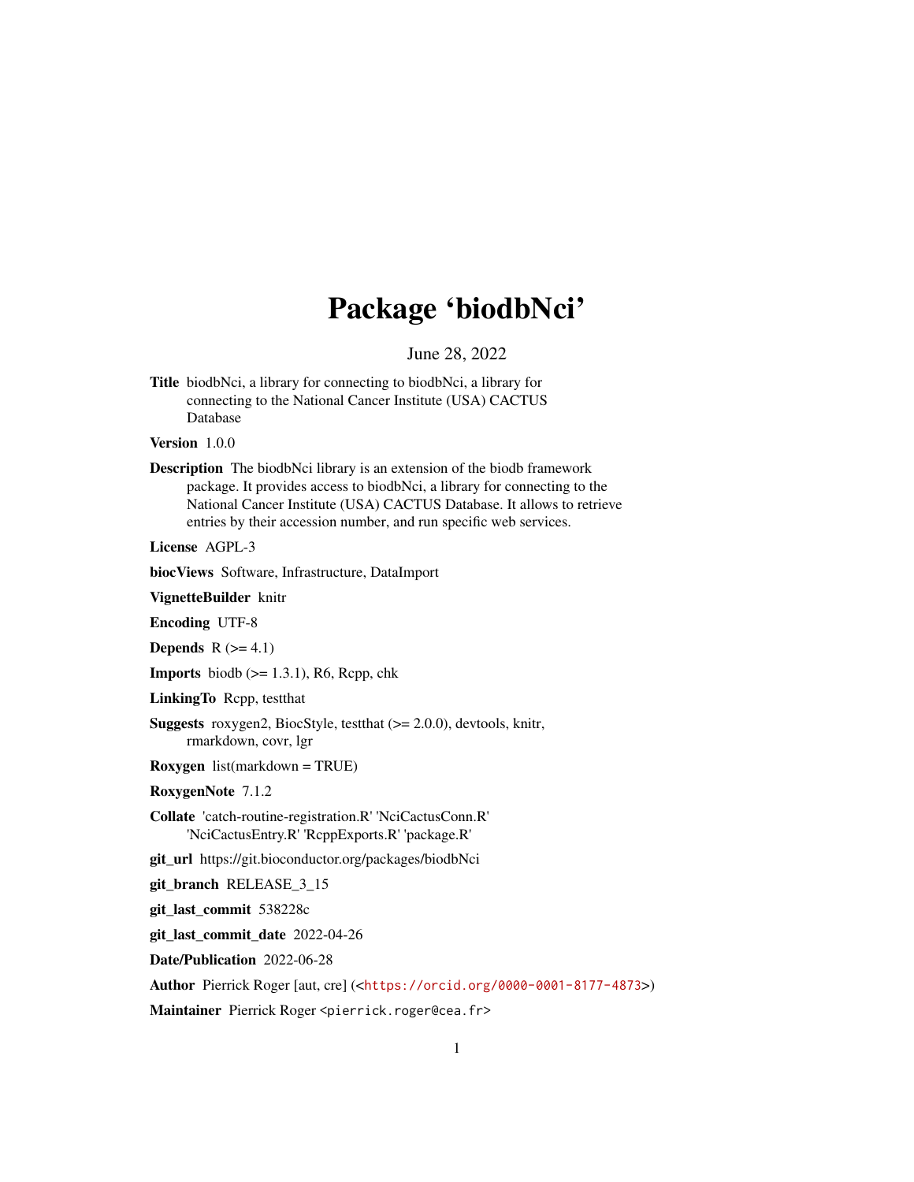# Package 'biodbNci'

June 28, 2022

**Title** biodbNci, a library for connecting to biodbNci, a library for connecting to the National Cancer Institute (USA) CACTUS Database

**Version** 1.0.0

**Description** The biodbNci library is an extension of the biodb framework package. It provides access to biodbNci, a library for connecting to the National Cancer Institute (USA) CACTUS Database. It allows to retrieve entries by their accession number, and run specific web services.

**License** AGPL-3

**biocViews** Software, Infrastructure, DataImport

**VignetteBuilder** knitr

**Encoding** UTF-8

**Depends** R (>= 4.1)

**Imports** biodb (>= 1.3.1), R6, Rcpp, chk

**LinkingTo** Rcpp, testthat

**Suggests** roxygen2, BiocStyle, testthat (>= 2.0.0), devtools, knitr, rmarkdown, covr, lgr

**Roxygen** list(markdown = TRUE)

**RoxygenNote** 7.1.2

**Collate** 'catch-routine-registration.R' 'NciCactusConn.R' 'NciCactusEntry.R' 'RcppExports.R' 'package.R'

**git_url** https://git.bioconductor.org/packages/biodbNci

**git_branch** RELEASE_3_15

**git_last_commit** 538228c

**git_last_commit_date** 2022-04-26

**Date/Publication** 2022-06-28

**Author** Pierrick Roger [aut, cre] (<https://orcid.org/0000-0001-8177-4873>)

**Maintainer** Pierrick Roger <pierrick.roger@cea.fr>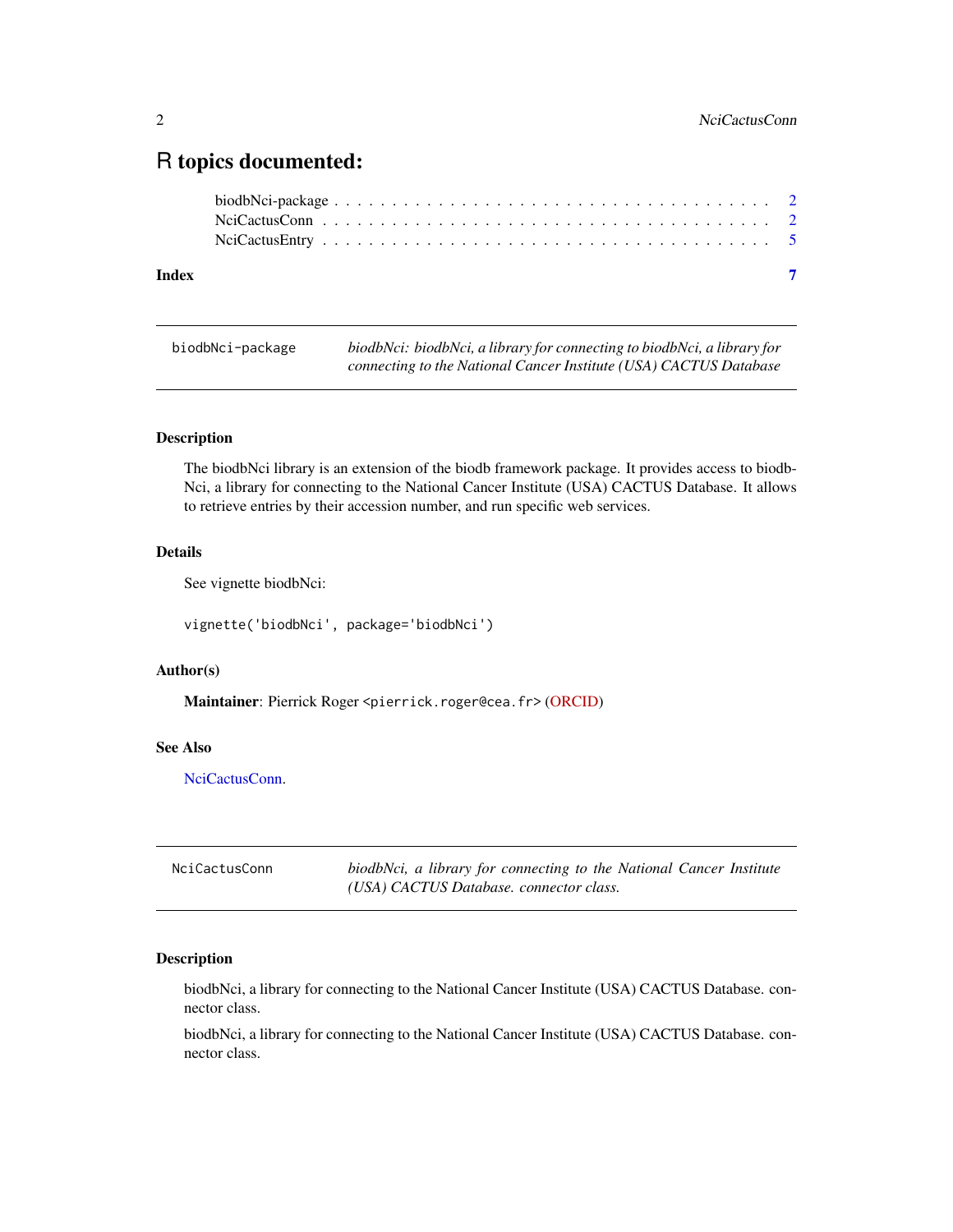# R topics documented:

biodbNci-package . . . . . . . . . . . . . . . . . . . . . . . . . . . . . . . . . . . . 2
NciCactusConn . . . . . . . . . . . . . . . . . . . . . . . . . . . . . . . . . . . . . 2
NciCactusEntry . . . . . . . . . . . . . . . . . . . . . . . . . . . . . . . . . . . . . 5

**Index** **7**

---

`biodbNci-package` *biodbNci: biodbNci, a library for connecting to biodbNci, a library for connecting to the National Cancer Institute (USA) CACTUS Database*

---

### Description

The biodbNci library is an extension of the biodb framework package. It provides access to biodbNci, a library for connecting to the National Cancer Institute (USA) CACTUS Database. It allows to retrieve entries by their accession number, and run specific web services.

### Details

See vignette biodbNci:

```
vignette('biodbNci', package='biodbNci')
```

### Author(s)

**Maintainer**: Pierrick Roger <pierrick.roger@cea.fr> (ORCID)

### See Also

NciCactusConn.

---

`NciCactusConn` *biodbNci, a library for connecting to the National Cancer Institute (USA) CACTUS Database. connector class.*

---

### Description

biodbNci, a library for connecting to the National Cancer Institute (USA) CACTUS Database. connector class.

biodbNci, a library for connecting to the National Cancer Institute (USA) CACTUS Database. connector class.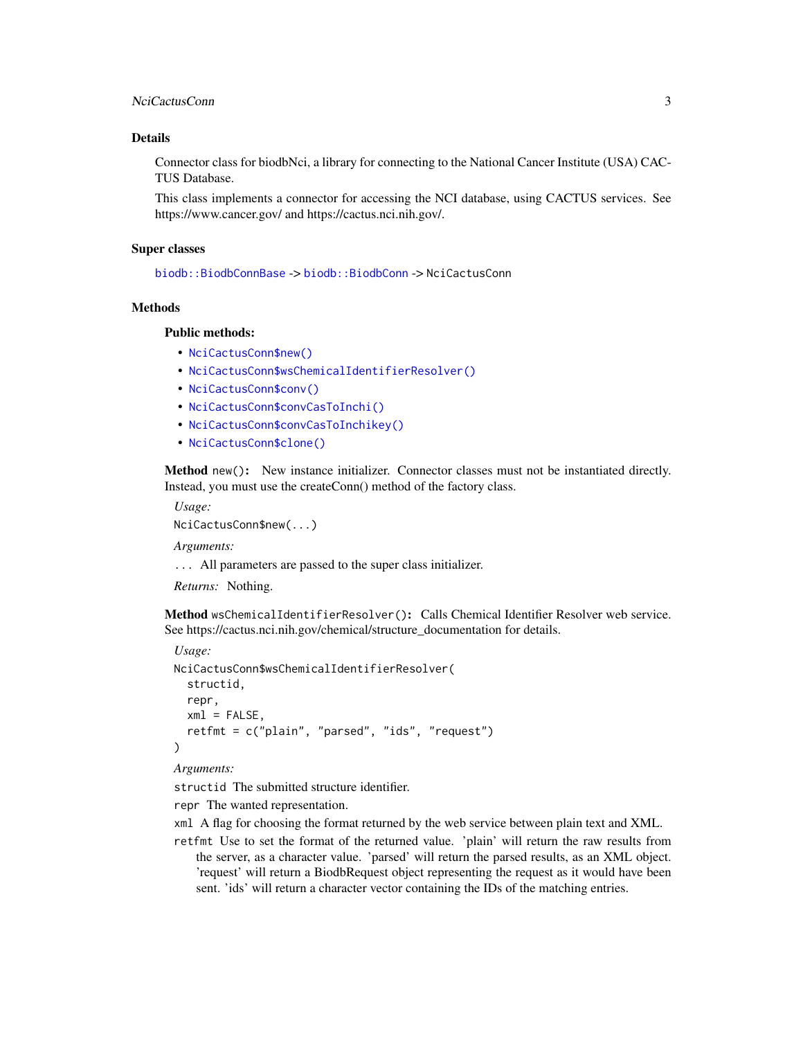## Details

Connector class for biodbNci, a library for connecting to the National Cancer Institute (USA) CACTUS Database.

This class implements a connector for accessing the NCI database, using CACTUS services. See https://www.cancer.gov/ and https://cactus.nci.nih.gov/.

## Super classes

`biodb::BiodbConnBase` -> `biodb::BiodbConn` -> `NciCactusConn`

## Methods

### Public methods:

- `NciCactusConn$new()`
- `NciCactusConn$wsChemicalIdentifierResolver()`
- `NciCactusConn$conv()`
- `NciCactusConn$convCasToInchi()`
- `NciCactusConn$convCasToInchikey()`
- `NciCactusConn$clone()`

**Method** `new()`**:** New instance initializer. Connector classes must not be instantiated directly. Instead, you must use the createConn() method of the factory class.

*Usage:*

```
NciCactusConn$new(...)
```

*Arguments:*

`...` All parameters are passed to the super class initializer.

*Returns:* Nothing.

**Method** `wsChemicalIdentifierResolver()`**:** Calls Chemical Identifier Resolver web service. See https://cactus.nci.nih.gov/chemical/structure_documentation for details.

*Usage:*

```
NciCactusConn$wsChemicalIdentifierResolver(
  structid,
  repr,
  xml = FALSE,
  retfmt = c("plain", "parsed", "ids", "request")
)
```

*Arguments:*

`structid` The submitted structure identifier.

`repr` The wanted representation.

`xml` A flag for choosing the format returned by the web service between plain text and XML.

`retfmt` Use to set the format of the returned value. 'plain' will return the raw results from the server, as a character value. 'parsed' will return the parsed results, as an XML object. 'request' will return a BiodbRequest object representing the request as it would have been sent. 'ids' will return a character vector containing the IDs of the matching entries.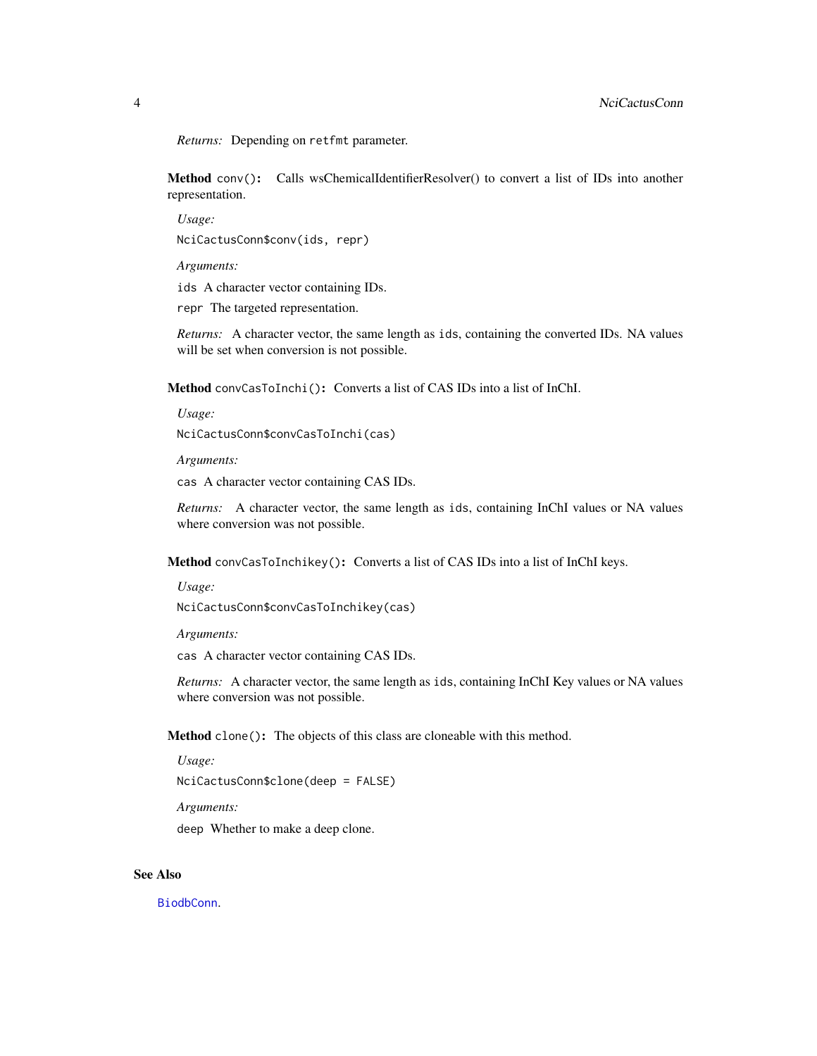*Returns:* Depending on `retfmt` parameter.

**Method** `conv()`**:** Calls wsChemicalIdentifierResolver() to convert a list of IDs into another representation.

*Usage:*

```
NciCactusConn$conv(ids, repr)
```

*Arguments:*

`ids` A character vector containing IDs.

`repr` The targeted representation.

*Returns:* A character vector, the same length as `ids`, containing the converted IDs. NA values will be set when conversion is not possible.

**Method** `convCasToInchi()`**:** Converts a list of CAS IDs into a list of InChI.

*Usage:*

```
NciCactusConn$convCasToInchi(cas)
```

*Arguments:*

`cas` A character vector containing CAS IDs.

*Returns:* A character vector, the same length as `ids`, containing InChI values or NA values where conversion was not possible.

**Method** `convCasToInchikey()`**:** Converts a list of CAS IDs into a list of InChI keys.

*Usage:*

```
NciCactusConn$convCasToInchikey(cas)
```

*Arguments:*

`cas` A character vector containing CAS IDs.

*Returns:* A character vector, the same length as `ids`, containing InChI Key values or NA values where conversion was not possible.

**Method** `clone()`**:** The objects of this class are cloneable with this method.

*Usage:*

```
NciCactusConn$clone(deep = FALSE)
```

*Arguments:*

`deep` Whether to make a deep clone.

## See Also

`BiodbConn`.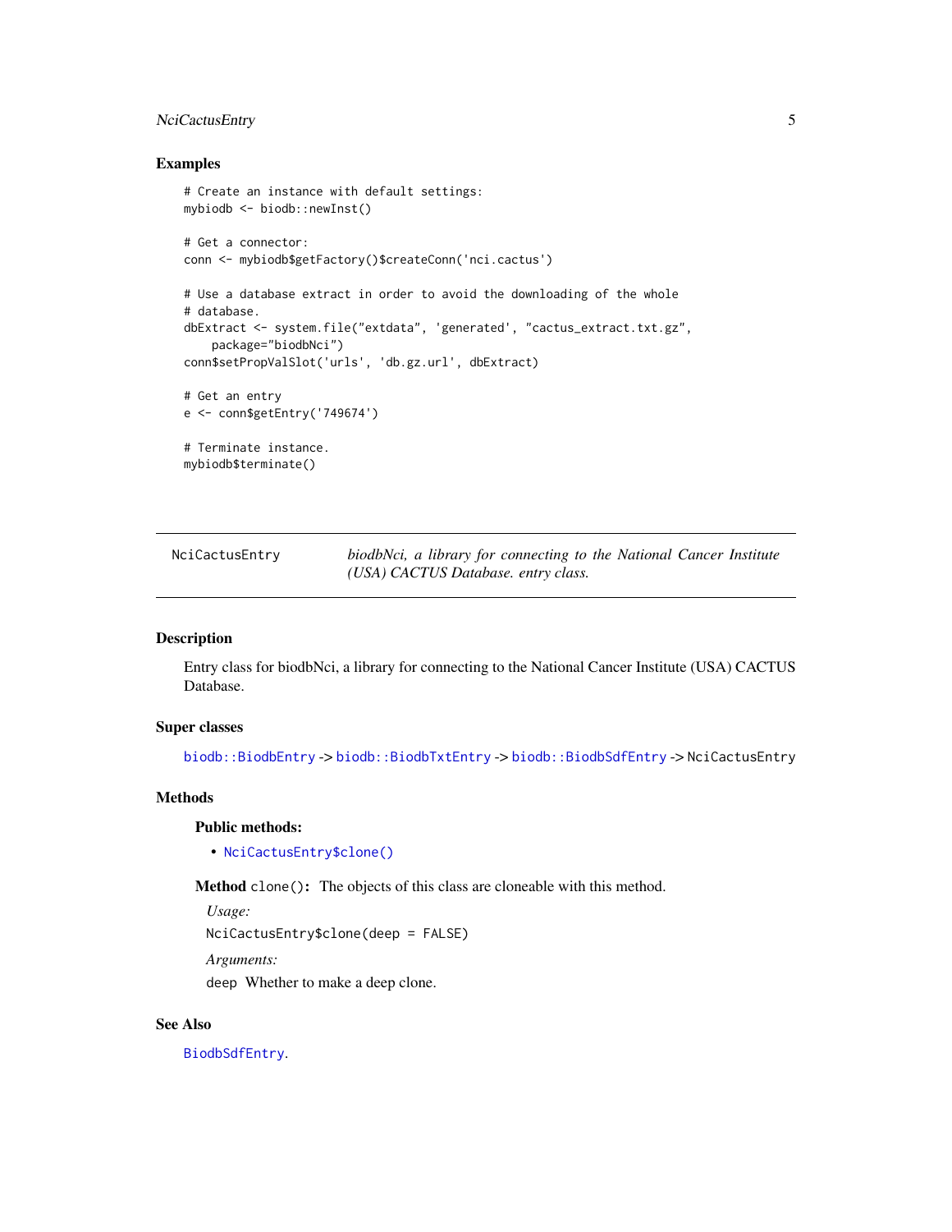## Examples

```
# Create an instance with default settings:
mybiodb <- biodb::newInst()

# Get a connector:
conn <- mybiodb$getFactory()$createConn('nci.cactus')

# Use a database extract in order to avoid the downloading of the whole
# database.
dbExtract <- system.file("extdata", 'generated', "cactus_extract.txt.gz",
    package="biodbNci")
conn$setPropValSlot('urls', 'db.gz.url', dbExtract)

# Get an entry
e <- conn$getEntry('749674')

# Terminate instance.
mybiodb$terminate()
```

---

# NciCactusEntry — *biodbNci, a library for connecting to the National Cancer Institute (USA) CACTUS Database. entry class.*

---

## Description

Entry class for biodbNci, a library for connecting to the National Cancer Institute (USA) CACTUS Database.

## Super classes

`biodb::BiodbEntry` -> `biodb::BiodbTxtEntry` -> `biodb::BiodbSdfEntry` -> `NciCactusEntry`

## Methods

### Public methods:

- `NciCactusEntry$clone()`

**Method** `clone()`**:** The objects of this class are cloneable with this method.

*Usage:*

`NciCactusEntry$clone(deep = FALSE)`

*Arguments:*

`deep` Whether to make a deep clone.

## See Also

`BiodbSdfEntry`.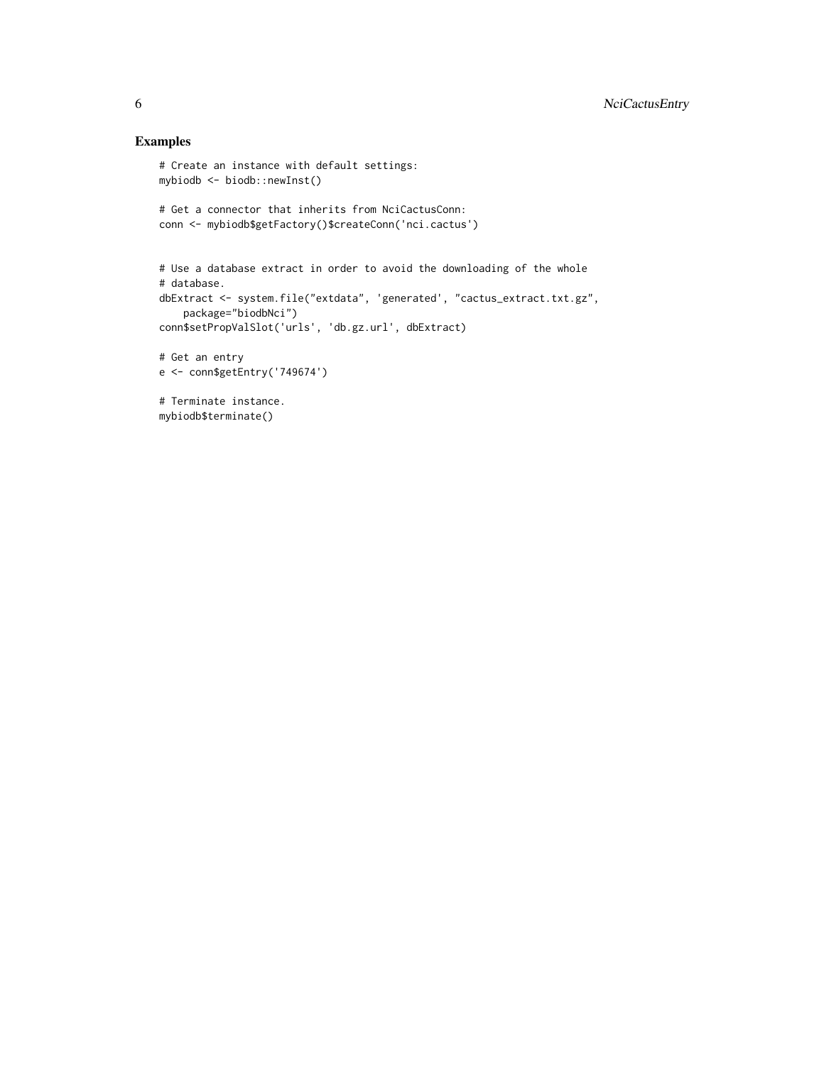## Examples

```
# Create an instance with default settings:
mybiodb <- biodb::newInst()

# Get a connector that inherits from NciCactusConn:
conn <- mybiodb$getFactory()$createConn('nci.cactus')


# Use a database extract in order to avoid the downloading of the whole
# database.
dbExtract <- system.file("extdata", 'generated', "cactus_extract.txt.gz",
    package="biodbNci")
conn$setPropValSlot('urls', 'db.gz.url', dbExtract)

# Get an entry
e <- conn$getEntry('749674')

# Terminate instance.
mybiodb$terminate()
```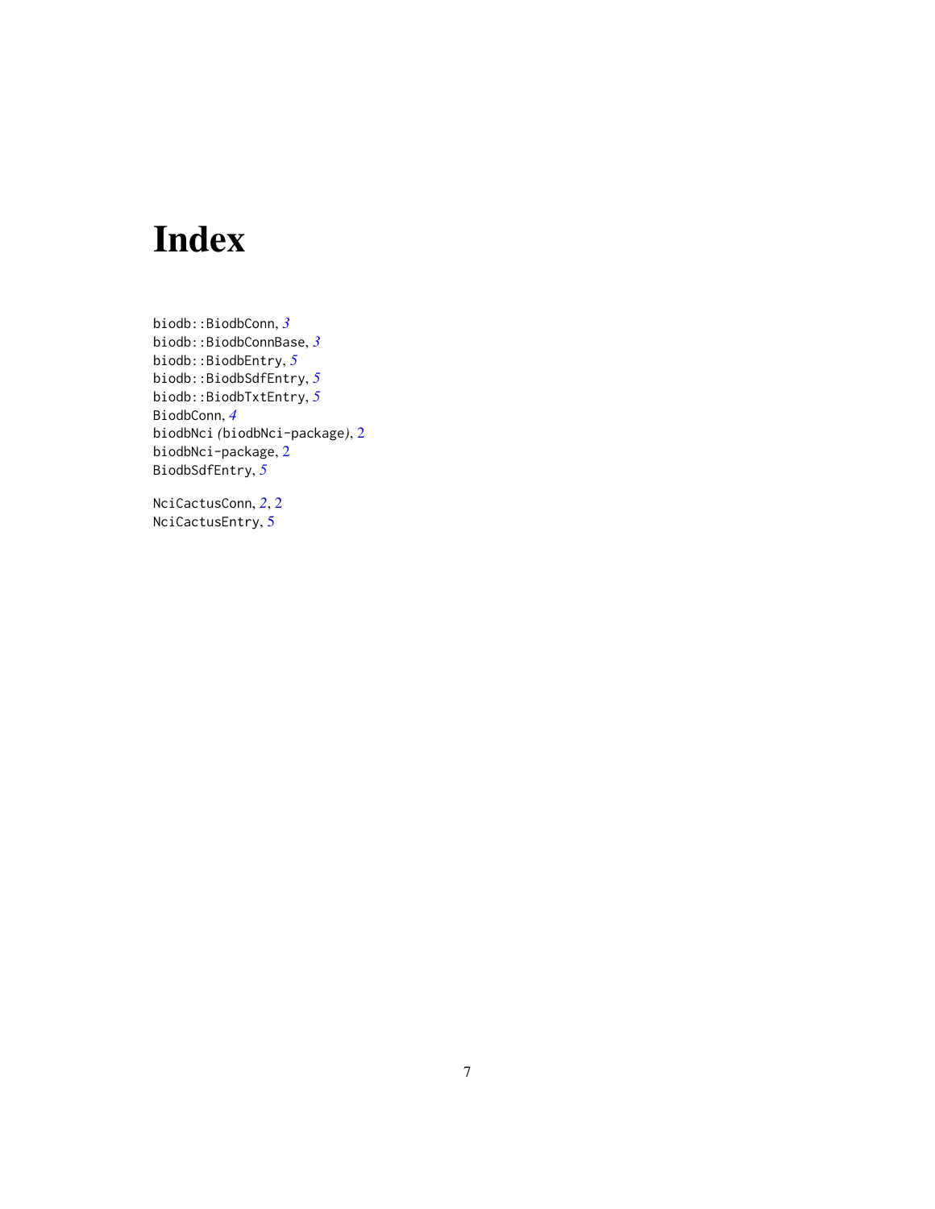# Index

biodb::BiodbConn, *3*
biodb::BiodbConnBase, *3*
biodb::BiodbEntry, *5*
biodb::BiodbSdfEntry, *5*
biodb::BiodbTxtEntry, *5*
BiodbConn, *4*
biodbNci *(*biodbNci-package*)*, 2
biodbNci-package, 2
BiodbSdfEntry, *5*

NciCactusConn, *2*, 2
NciCactusEntry, 5